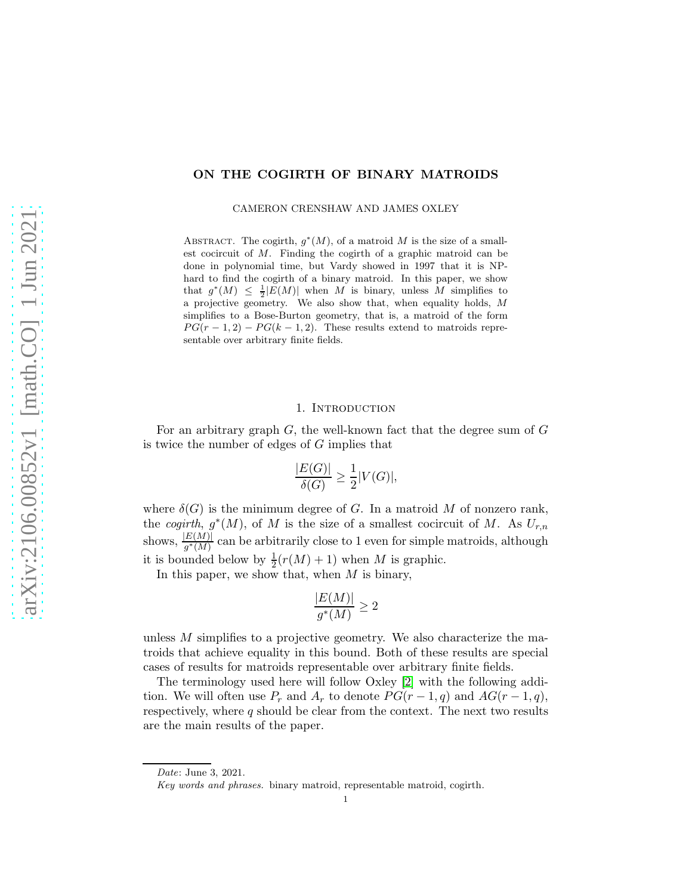# ON THE COGIRTH OF BINARY MATROIDS

CAMERON CRENSHAW AND JAMES OXLEY

**Abstract.** The cogirth, $g^*(M)$, of a matroid $M$ is the size of a smallest cocircuit of $M$. Finding the cogirth of a graphic matroid can be done in polynomial time, but Vardy showed in 1997 that it is NP-hard to find the cogirth of a binary matroid. In this paper, we show that $g^*(M) \leq \frac{1}{2}|E(M)|$ when $M$ is binary, unless $M$ simplifies to a projective geometry. We also show that, when equality holds, $M$ simplifies to a Bose-Burton geometry, that is, a matroid of the form $PG(r-1,2) - PG(k-1,2)$. These results extend to matroids representable over arbitrary finite fields.

## 1. Introduction

For an arbitrary graph $G$, the well-known fact that the degree sum of $G$ is twice the number of edges of $G$ implies that

$$\frac{|E(G)|}{\delta(G)} \geq \frac{1}{2}|V(G)|,$$

where $\delta(G)$ is the minimum degree of $G$. In a matroid $M$ of nonzero rank, the *cogirth*, $g^*(M)$, of $M$ is the size of a smallest cocircuit of $M$. As $U_{r,n}$ shows, $\frac{|E(M)|}{g^*(M)}$ can be arbitrarily close to 1 even for simple matroids, although it is bounded below by $\frac{1}{2}(r(M)+1)$ when $M$ is graphic.

In this paper, we show that, when $M$ is binary,

$$\frac{|E(M)|}{g^*(M)} \geq 2$$

unless $M$ simplifies to a projective geometry. We also characterize the matroids that achieve equality in this bound. Both of these results are special cases of results for matroids representable over arbitrary finite fields.

The terminology used here will follow Oxley [2] with the following addition. We will often use $P_r$ and $A_r$ to denote $PG(r-1,q)$ and $AG(r-1,q)$, respectively, where $q$ should be clear from the context. The next two results are the main results of the paper.

---

*Date*: June 3, 2021.

*Key words and phrases.* binary matroid, representable matroid, cogirth.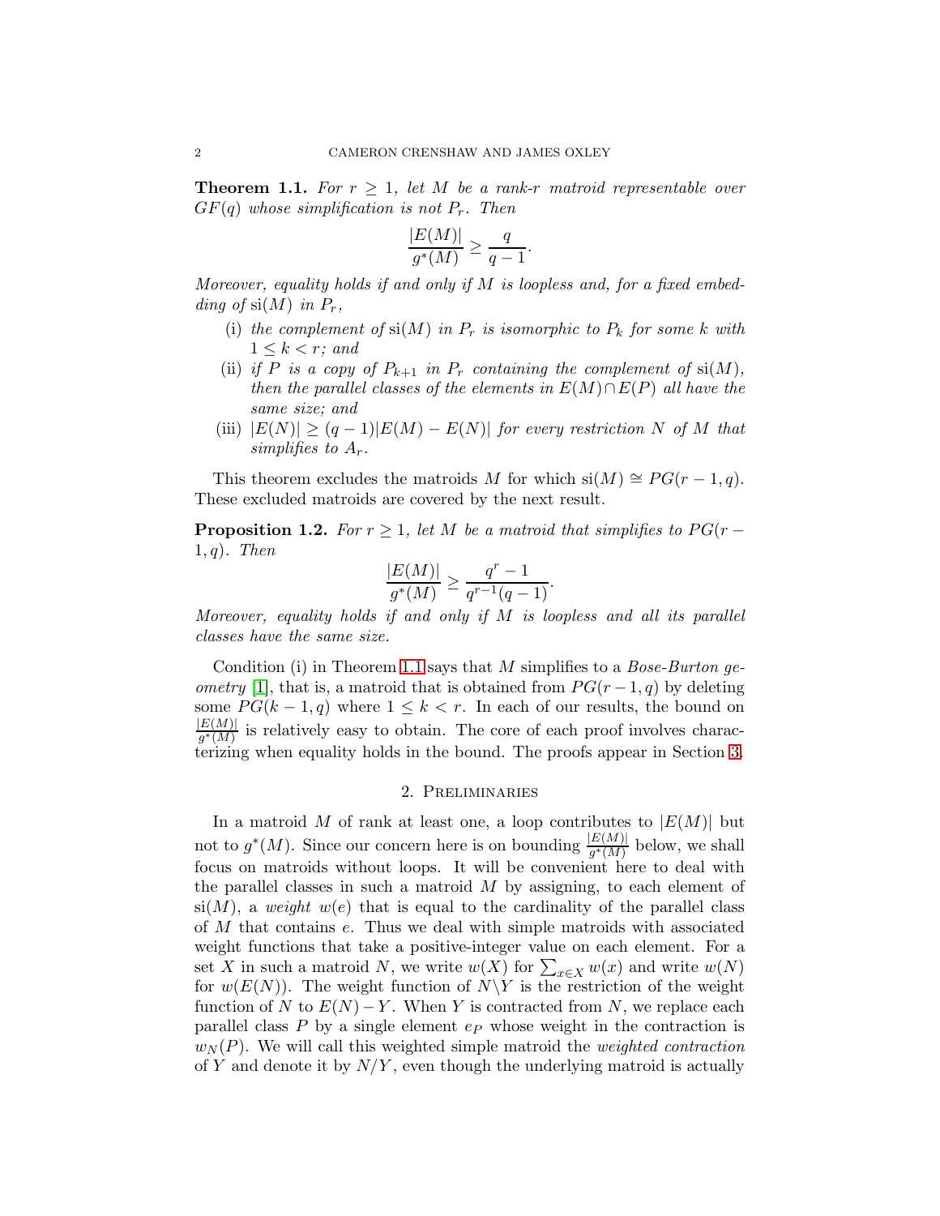**Theorem 1.1.** *For $r \geq 1$, let $M$ be a rank-$r$ matroid representable over $GF(q)$ whose simplification is not $P_r$. Then*

$$\frac{|E(M)|}{g^*(M)} \geq \frac{q}{q-1}.$$

*Moreover, equality holds if and only if $M$ is loopless and, for a fixed embedding of $\text{si}(M)$ in $P_r$,*

- (i) *the complement of $\text{si}(M)$ in $P_r$ is isomorphic to $P_k$ for some $k$ with $1 \leq k < r$; and*
- (ii) *if $P$ is a copy of $P_{k+1}$ in $P_r$ containing the complement of $\text{si}(M)$, then the parallel classes of the elements in $E(M) \cap E(P)$ all have the same size; and*
- (iii) *$|E(N)| \geq (q-1)|E(M) - E(N)|$ for every restriction $N$ of $M$ that simplifies to $A_r$.*

This theorem excludes the matroids $M$ for which $\text{si}(M) \cong PG(r-1,q)$. These excluded matroids are covered by the next result.

**Proposition 1.2.** *For $r \geq 1$, let $M$ be a matroid that simplifies to $PG(r-1,q)$. Then*

$$\frac{|E(M)|}{g^*(M)} \geq \frac{q^r - 1}{q^{r-1}(q-1)}.$$

*Moreover, equality holds if and only if $M$ is loopless and all its parallel classes have the same size.*

Condition (i) in Theorem 1.1 says that $M$ simplifies to a *Bose-Burton geometry* [1], that is, a matroid that is obtained from $PG(r-1,q)$ by deleting some $PG(k-1,q)$ where $1 \leq k < r$. In each of our results, the bound on $\frac{|E(M)|}{g^*(M)}$ is relatively easy to obtain. The core of each proof involves characterizing when equality holds in the bound. The proofs appear in Section 3.

## 2. Preliminaries

In a matroid $M$ of rank at least one, a loop contributes to $|E(M)|$ but not to $g^*(M)$. Since our concern here is on bounding $\frac{|E(M)|}{g^*(M)}$ below, we shall focus on matroids without loops. It will be convenient here to deal with the parallel classes in such a matroid $M$ by assigning, to each element of $\text{si}(M)$, a *weight* $w(e)$ that is equal to the cardinality of the parallel class of $M$ that contains $e$. Thus we deal with simple matroids with associated weight functions that take a positive-integer value on each element. For a set $X$ in such a matroid $N$, we write $w(X)$ for $\sum_{x \in X} w(x)$ and write $w(N)$ for $w(E(N))$. The weight function of $N \backslash Y$ is the restriction of the weight function of $N$ to $E(N) - Y$. When $Y$ is contracted from $N$, we replace each parallel class $P$ by a single element $e_P$ whose weight in the contraction is $w_N(P)$. We will call this weighted simple matroid the *weighted contraction* of $Y$ and denote it by $N/Y$, even though the underlying matroid is actually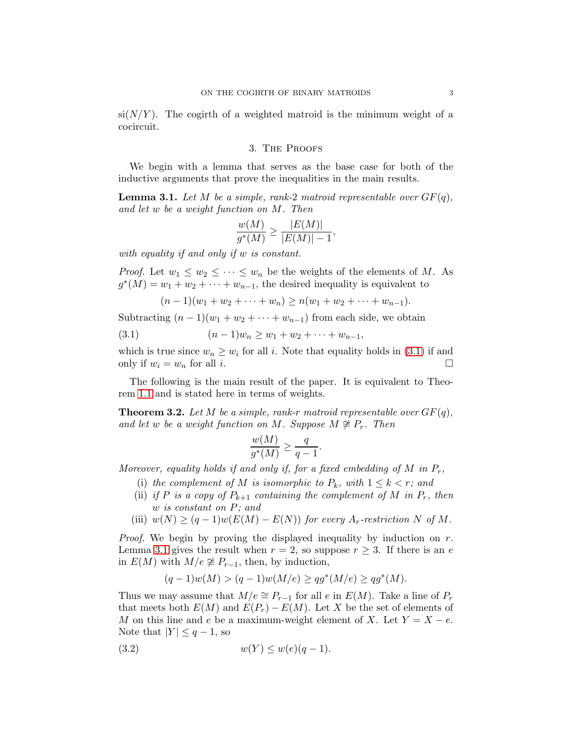$\mathrm{si}(N/Y)$. The cogirth of a weighted matroid is the minimum weight of a cocircuit.

## 3. The Proofs

We begin with a lemma that serves as the base case for both of the inductive arguments that prove the inequalities in the main results.

**Lemma 3.1.** *Let $M$ be a simple, rank-2 matroid representable over $GF(q)$, and let $w$ be a weight function on $M$. Then*

$$\frac{w(M)}{g^*(M)} \geq \frac{|E(M)|}{|E(M)|-1},$$

*with equality if and only if $w$ is constant.*

*Proof.* Let $w_1 \leq w_2 \leq \cdots \leq w_n$ be the weights of the elements of $M$. As $g^*(M) = w_1 + w_2 + \cdots + w_{n-1}$, the desired inequality is equivalent to

$$(n-1)(w_1 + w_2 + \cdots + w_n) \geq n(w_1 + w_2 + \cdots + w_{n-1}).$$

Subtracting $(n-1)(w_1 + w_2 + \cdots + w_{n-1})$ from each side, we obtain

$$(n-1)w_n \geq w_1 + w_2 + \cdots + w_{n-1}, \tag{3.1}$$

which is true since $w_n \geq w_i$ for all $i$. Note that equality holds in (3.1) if and only if $w_i = w_n$ for all $i$. □

The following is the main result of the paper. It is equivalent to Theorem 1.1 and is stated here in terms of weights.

**Theorem 3.2.** *Let $M$ be a simple, rank-$r$ matroid representable over $GF(q)$, and let $w$ be a weight function on $M$. Suppose $M \not\cong P_r$. Then*

$$\frac{w(M)}{g^*(M)} \geq \frac{q}{q-1}.$$

*Moreover, equality holds if and only if, for a fixed embedding of $M$ in $P_r$,*

- (i) *the complement of $M$ is isomorphic to $P_k$, with $1 \leq k < r$; and*
- (ii) *if $P$ is a copy of $P_{k+1}$ containing the complement of $M$ in $P_r$, then $w$ is constant on $P$; and*
- (iii) *$w(N) \geq (q-1)w(E(M) - E(N))$ for every $A_r$-restriction $N$ of $M$.*

*Proof.* We begin by proving the displayed inequality by induction on $r$. Lemma 3.1 gives the result when $r = 2$, so suppose $r \geq 3$. If there is an $e$ in $E(M)$ with $M/e \not\cong P_{r-1}$, then, by induction,

$$(q-1)w(M) > (q-1)w(M/e) \geq qg^*(M/e) \geq qg^*(M).$$

Thus we may assume that $M/e \cong P_{r-1}$ for all $e$ in $E(M)$. Take a line of $P_r$ that meets both $E(M)$ and $E(P_r) - E(M)$. Let $X$ be the set of elements of $M$ on this line and $e$ be a maximum-weight element of $X$. Let $Y = X - e$. Note that $|Y| \leq q - 1$, so

$$w(Y) \leq w(e)(q-1). \tag{3.2}$$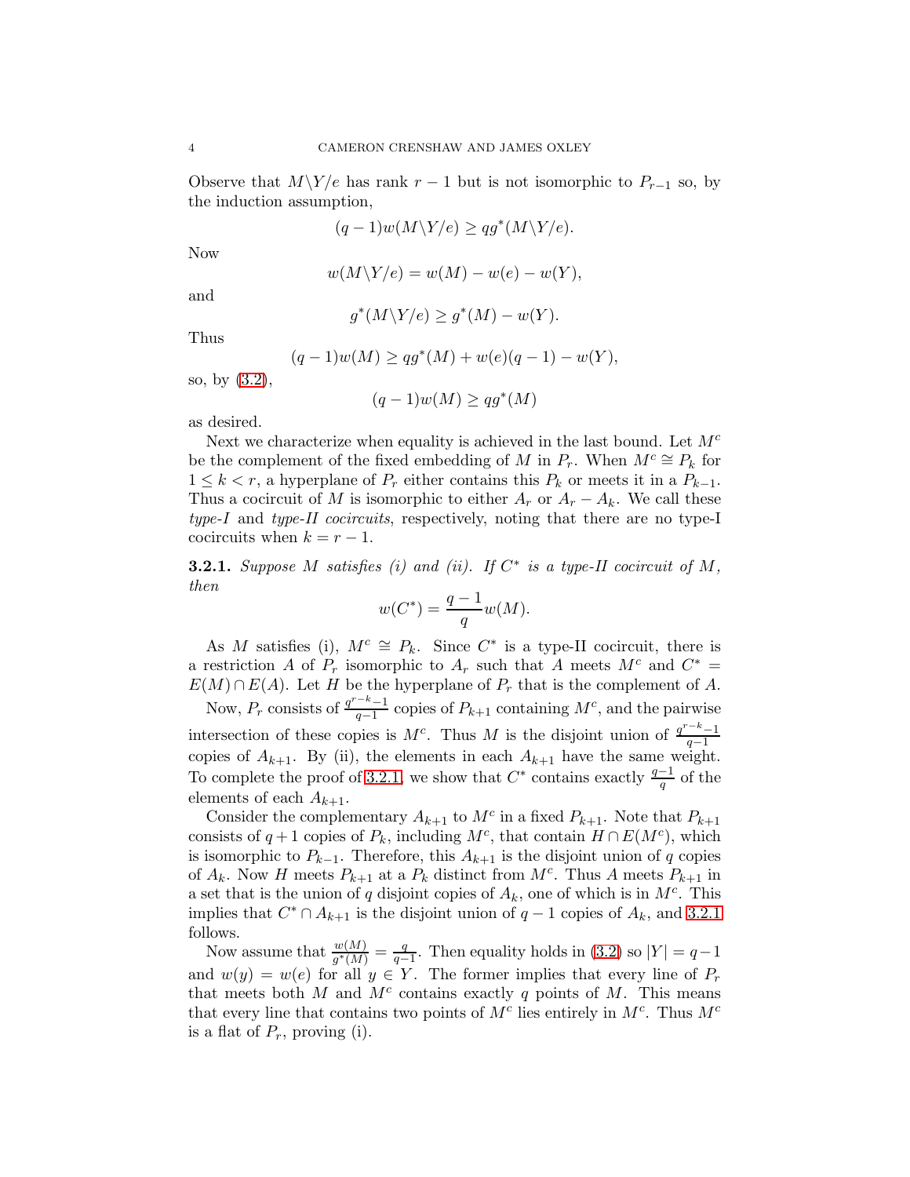Observe that $M\backslash Y/e$ has rank $r-1$ but is not isomorphic to $P_{r-1}$ so, by the induction assumption,

$$(q-1)w(M\backslash Y/e) \geq qg^*(M\backslash Y/e).$$

Now

$$w(M\backslash Y/e) = w(M) - w(e) - w(Y),$$

and

$$g^*(M\backslash Y/e) \geq g^*(M) - w(Y).$$

Thus

$$(q-1)w(M) \geq qg^*(M) + w(e)(q-1) - w(Y),$$

so, by (3.2),

$$(q-1)w(M) \geq qg^*(M)$$

as desired.

Next we characterize when equality is achieved in the last bound. Let $M^c$ be the complement of the fixed embedding of $M$ in $P_r$. When $M^c \cong P_k$ for $1 \leq k < r$, a hyperplane of $P_r$ either contains this $P_k$ or meets it in a $P_{k-1}$. Thus a cocircuit of $M$ is isomorphic to either $A_r$ or $A_r - A_k$. We call these *type-I* and *type-II cocircuits*, respectively, noting that there are no type-I cocircuits when $k = r-1$.

**3.2.1.** *Suppose $M$ satisfies (i) and (ii). If $C^*$ is a type-II cocircuit of $M$, then*

$$w(C^*) = \frac{q-1}{q}w(M).$$

As $M$ satisfies (i), $M^c \cong P_k$. Since $C^*$ is a type-II cocircuit, there is a restriction $A$ of $P_r$ isomorphic to $A_r$ such that $A$ meets $M^c$ and $C^* = E(M) \cap E(A)$. Let $H$ be the hyperplane of $P_r$ that is the complement of $A$.

Now, $P_r$ consists of $\frac{q^{r-k}-1}{q-1}$ copies of $P_{k+1}$ containing $M^c$, and the pairwise intersection of these copies is $M^c$. Thus $M$ is the disjoint union of $\frac{q^{r-k}-1}{q-1}$ copies of $A_{k+1}$. By (ii), the elements in each $A_{k+1}$ have the same weight. To complete the proof of 3.2.1, we show that $C^*$ contains exactly $\frac{q-1}{q}$ of the elements of each $A_{k+1}$.

Consider the complementary $A_{k+1}$ to $M^c$ in a fixed $P_{k+1}$. Note that $P_{k+1}$ consists of $q+1$ copies of $P_k$, including $M^c$, that contain $H \cap E(M^c)$, which is isomorphic to $P_{k-1}$. Therefore, this $A_{k+1}$ is the disjoint union of $q$ copies of $A_k$. Now $H$ meets $P_{k+1}$ at a $P_k$ distinct from $M^c$. Thus $A$ meets $P_{k+1}$ in a set that is the union of $q$ disjoint copies of $A_k$, one of which is in $M^c$. This implies that $C^* \cap A_{k+1}$ is the disjoint union of $q-1$ copies of $A_k$, and 3.2.1 follows.

Now assume that $\frac{w(M)}{g^*(M)} = \frac{q}{q-1}$. Then equality holds in (3.2) so $|Y| = q-1$ and $w(y) = w(e)$ for all $y \in Y$. The former implies that every line of $P_r$ that meets both $M$ and $M^c$ contains exactly $q$ points of $M$. This means that every line that contains two points of $M^c$ lies entirely in $M^c$. Thus $M^c$ is a flat of $P_r$, proving (i).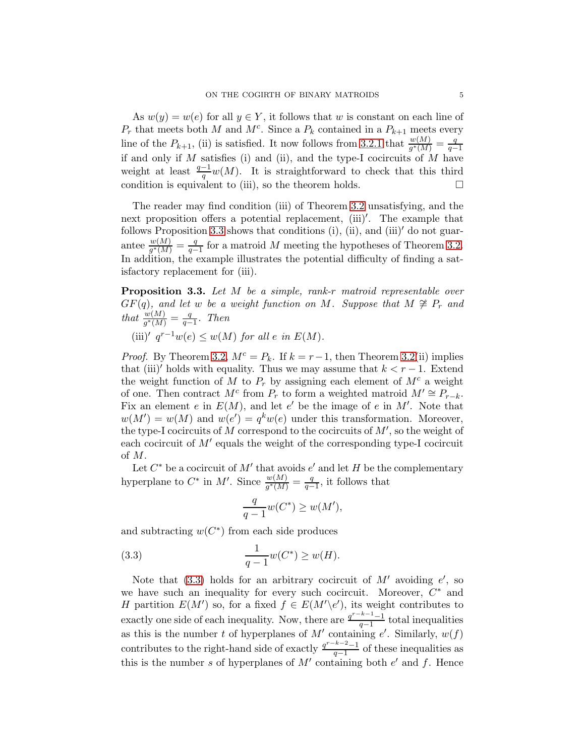As $w(y) = w(e)$ for all $y \in Y$, it follows that $w$ is constant on each line of $P_r$ that meets both $M$ and $M^c$. Since a $P_k$ contained in a $P_{k+1}$ meets every line of the $P_{k+1}$, (ii) is satisfied. It now follows from 3.2.1 that $\frac{w(M)}{g^*(M)} = \frac{q}{q-1}$ if and only if $M$ satisfies (i) and (ii), and the type-I cocircuits of $M$ have weight at least $\frac{q-1}{q} w(M)$. It is straightforward to check that this third condition is equivalent to (iii), so the theorem holds. □

The reader may find condition (iii) of Theorem 3.2 unsatisfying, and the next proposition offers a potential replacement, (iii)$'$. The example that follows Proposition 3.3 shows that conditions (i), (ii), and (iii)$'$ do not guarantee $\frac{w(M)}{g^*(M)} = \frac{q}{q-1}$ for a matroid $M$ meeting the hypotheses of Theorem 3.2. In addition, the example illustrates the potential difficulty of finding a satisfactory replacement for (iii).

**Proposition 3.3.** *Let $M$ be a simple, rank-$r$ matroid representable over $GF(q)$, and let $w$ be a weight function on $M$. Suppose that $M \not\cong P_r$ and that $\frac{w(M)}{g^*(M)} = \frac{q}{q-1}$. Then*

(iii)$'$ *$q^{r-1} w(e) \leq w(M)$ for all $e$ in $E(M)$.*

*Proof.* By Theorem 3.2, $M^c = P_k$. If $k = r-1$, then Theorem 3.2(ii) implies that (iii)$'$ holds with equality. Thus we may assume that $k < r-1$. Extend the weight function of $M$ to $P_r$ by assigning each element of $M^c$ a weight of one. Then contract $M^c$ from $P_r$ to form a weighted matroid $M' \cong P_{r-k}$. Fix an element $e$ in $E(M)$, and let $e'$ be the image of $e$ in $M'$. Note that $w(M') = w(M)$ and $w(e') = q^k w(e)$ under this transformation. Moreover, the type-I cocircuits of $M$ correspond to the cocircuits of $M'$, so the weight of each cocircuit of $M'$ equals the weight of the corresponding type-I cocircuit of $M$.

Let $C^*$ be a cocircuit of $M'$ that avoids $e'$ and let $H$ be the complementary hyperplane to $C^*$ in $M'$. Since $\frac{w(M)}{g^*(M)} = \frac{q}{q-1}$, it follows that

$$\frac{q}{q-1} w(C^*) \geq w(M'),$$

and subtracting $w(C^*)$ from each side produces

$$\frac{1}{q-1} w(C^*) \geq w(H). \tag{3.3}$$

Note that (3.3) holds for an arbitrary cocircuit of $M'$ avoiding $e'$, so we have such an inequality for every such cocircuit. Moreover, $C^*$ and $H$ partition $E(M')$ so, for a fixed $f \in E(M' \backslash e')$, its weight contributes to exactly one side of each inequality. Now, there are $\frac{q^{r-k-1}-1}{q-1}$ total inequalities as this is the number $t$ of hyperplanes of $M'$ containing $e'$. Similarly, $w(f)$ contributes to the right-hand side of exactly $\frac{q^{r-k-2}-1}{q-1}$ of these inequalities as this is the number $s$ of hyperplanes of $M'$ containing both $e'$ and $f$. Hence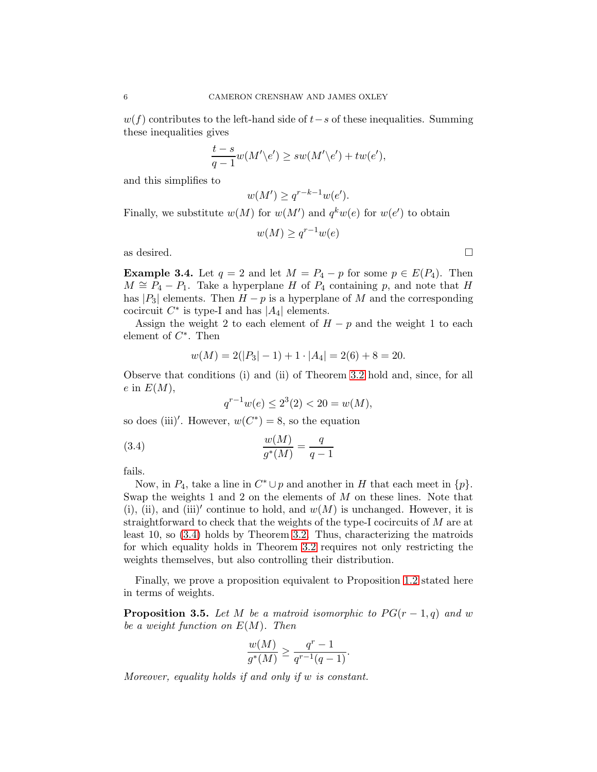$w(f)$ contributes to the left-hand side of $t-s$ of these inequalities. Summing these inequalities gives

$$\frac{t-s}{q-1}w(M'\backslash e') \geq sw(M'\backslash e') + tw(e'),$$

and this simplifies to

$$w(M') \geq q^{r-k-1}w(e').$$

Finally, we substitute $w(M)$ for $w(M')$ and $q^k w(e)$ for $w(e')$ to obtain

$$w(M) \geq q^{r-1}w(e)$$

as desired. □

**Example 3.4.** Let $q = 2$ and let $M = P_4 - p$ for some $p \in E(P_4)$. Then $M \cong P_4 - P_1$. Take a hyperplane $H$ of $P_4$ containing $p$, and note that $H$ has $|P_3|$ elements. Then $H - p$ is a hyperplane of $M$ and the corresponding cocircuit $C^*$ is type-I and has $|A_4|$ elements.

Assign the weight 2 to each element of $H - p$ and the weight 1 to each element of $C^*$. Then

$$w(M) = 2(|P_3| - 1) + 1 \cdot |A_4| = 2(6) + 8 = 20.$$

Observe that conditions (i) and (ii) of Theorem 3.2 hold and, since, for all $e$ in $E(M)$,

$$q^{r-1}w(e) \leq 2^3(2) < 20 = w(M),$$

so does (iii)$'$. However, $w(C^*) = 8$, so the equation

$$\frac{w(M)}{g^*(M)} = \frac{q}{q-1} \tag{3.4}$$

fails.

Now, in $P_4$, take a line in $C^* \cup p$ and another in $H$ that each meet in $\{p\}$. Swap the weights 1 and 2 on the elements of $M$ on these lines. Note that (i), (ii), and (iii)$'$ continue to hold, and $w(M)$ is unchanged. However, it is straightforward to check that the weights of the type-I cocircuits of $M$ are at least 10, so (3.4) holds by Theorem 3.2. Thus, characterizing the matroids for which equality holds in Theorem 3.2 requires not only restricting the weights themselves, but also controlling their distribution.

Finally, we prove a proposition equivalent to Proposition 1.2 stated here in terms of weights.

**Proposition 3.5.** *Let $M$ be a matroid isomorphic to $PG(r-1, q)$ and $w$ be a weight function on $E(M)$. Then*

$$\frac{w(M)}{g^*(M)} \geq \frac{q^r - 1}{q^{r-1}(q-1)}.$$

*Moreover, equality holds if and only if $w$ is constant.*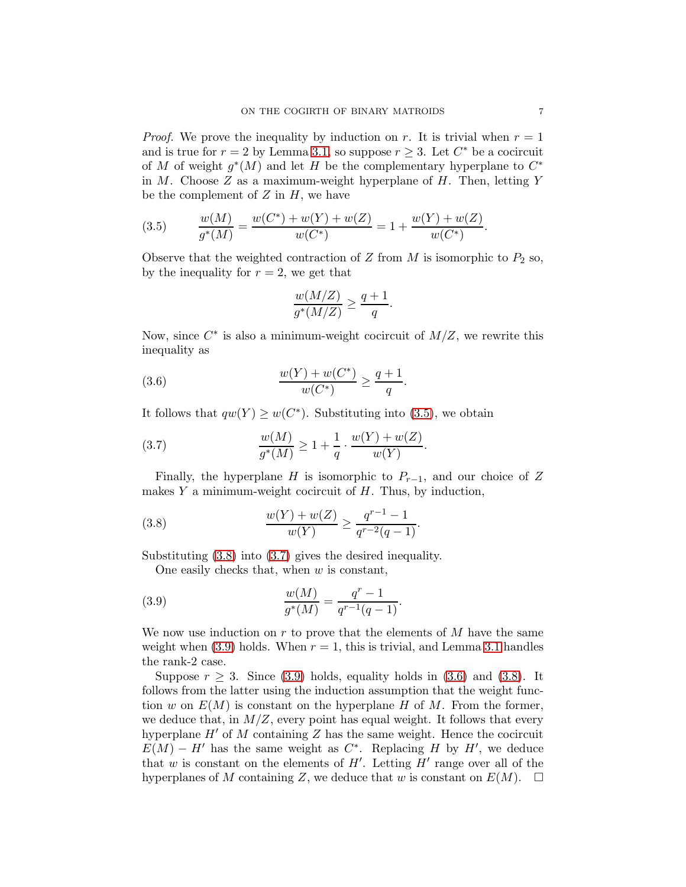*Proof.* We prove the inequality by induction on $r$. It is trivial when $r = 1$ and is true for $r = 2$ by Lemma 3.1, so suppose $r \geq 3$. Let $C^*$ be a cocircuit of $M$ of weight $g^*(M)$ and let $H$ be the complementary hyperplane to $C^*$ in $M$. Choose $Z$ as a maximum-weight hyperplane of $H$. Then, letting $Y$ be the complement of $Z$ in $H$, we have

$$\frac{w(M)}{g^*(M)} = \frac{w(C^*) + w(Y) + w(Z)}{w(C^*)} = 1 + \frac{w(Y) + w(Z)}{w(C^*)}. \tag{3.5}$$

Observe that the weighted contraction of $Z$ from $M$ is isomorphic to $P_2$ so, by the inequality for $r = 2$, we get that

$$\frac{w(M/Z)}{g^*(M/Z)} \geq \frac{q+1}{q}.$$

Now, since $C^*$ is also a minimum-weight cocircuit of $M/Z$, we rewrite this inequality as

$$\frac{w(Y) + w(C^*)}{w(C^*)} \geq \frac{q+1}{q}. \tag{3.6}$$

It follows that $qw(Y) \geq w(C^*)$. Substituting into (3.5), we obtain

$$\frac{w(M)}{g^*(M)} \geq 1 + \frac{1}{q} \cdot \frac{w(Y) + w(Z)}{w(Y)}. \tag{3.7}$$

Finally, the hyperplane $H$ is isomorphic to $P_{r-1}$, and our choice of $Z$ makes $Y$ a minimum-weight cocircuit of $H$. Thus, by induction,

$$\frac{w(Y) + w(Z)}{w(Y)} \geq \frac{q^{r-1} - 1}{q^{r-2}(q-1)}. \tag{3.8}$$

Substituting (3.8) into (3.7) gives the desired inequality.

One easily checks that, when $w$ is constant,

$$\frac{w(M)}{g^*(M)} = \frac{q^r - 1}{q^{r-1}(q-1)}. \tag{3.9}$$

We now use induction on $r$ to prove that the elements of $M$ have the same weight when (3.9) holds. When $r = 1$, this is trivial, and Lemma 3.1 handles the rank-2 case.

Suppose $r \geq 3$. Since (3.9) holds, equality holds in (3.6) and (3.8). It follows from the latter using the induction assumption that the weight function $w$ on $E(M)$ is constant on the hyperplane $H$ of $M$. From the former, we deduce that, in $M/Z$, every point has equal weight. It follows that every hyperplane $H'$ of $M$ containing $Z$ has the same weight. Hence the cocircuit $E(M) - H'$ has the same weight as $C^*$. Replacing $H$ by $H'$, we deduce that $w$ is constant on the elements of $H'$. Letting $H'$ range over all of the hyperplanes of $M$ containing $Z$, we deduce that $w$ is constant on $E(M)$. $\square$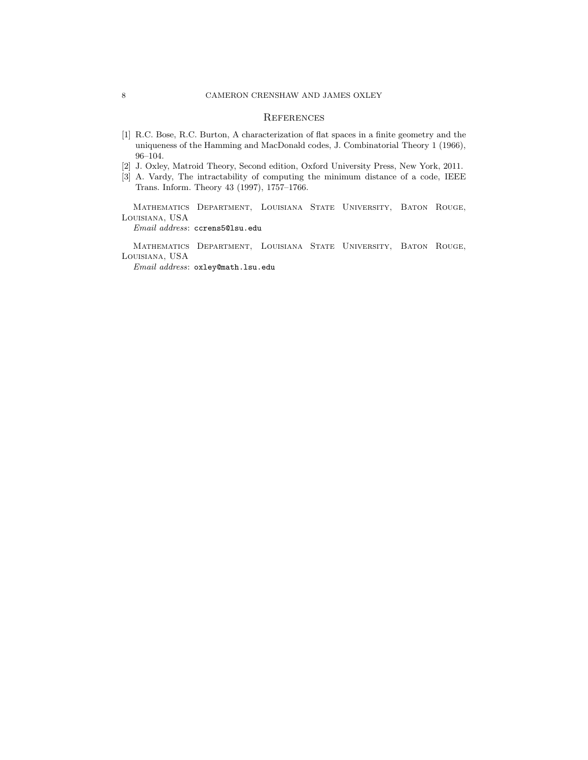## References

[1] R.C. Bose, R.C. Burton, A characterization of flat spaces in a finite geometry and the uniqueness of the Hamming and MacDonald codes, J. Combinatorial Theory 1 (1966), 96–104.

[2] J. Oxley, Matroid Theory, Second edition, Oxford University Press, New York, 2011.

[3] A. Vardy, The intractability of computing the minimum distance of a code, IEEE Trans. Inform. Theory 43 (1997), 1757–1766.

Mathematics Department, Louisiana State University, Baton Rouge, Louisiana, USA

*Email address*: `ccrens5@lsu.edu`

Mathematics Department, Louisiana State University, Baton Rouge, Louisiana, USA

*Email address*: `oxley@math.lsu.edu`